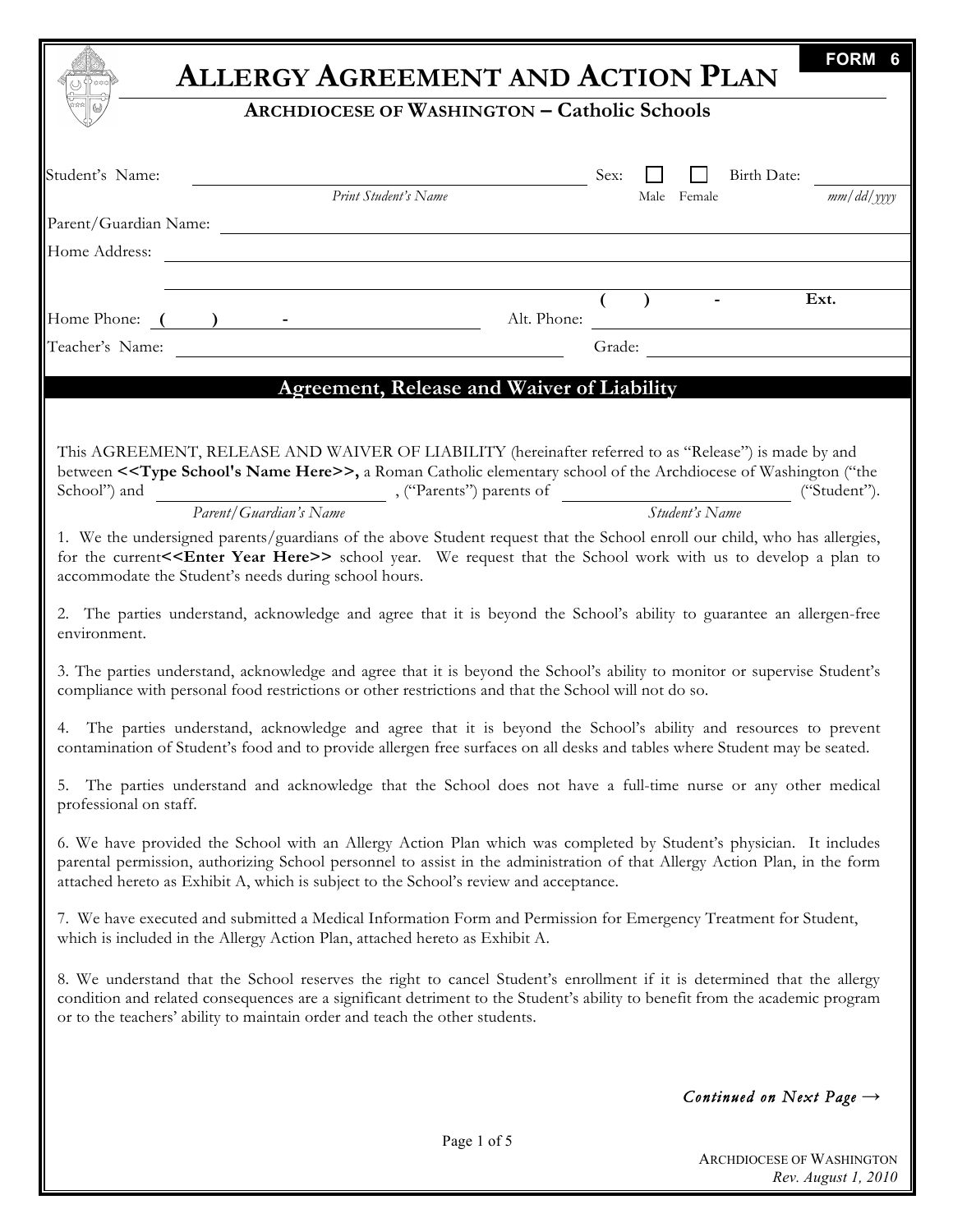FORM 6

# ALLERGY AGREEMENT AND ACTION PLAN

## ARCHDIOCESE OF WASHINGTON – Catholic Schools

Student's Name: ______________________________ Sex: ☐ Male ☐ Female Birth Date: __________
*Print Student's Name* *mm/dd/yyyy*

Parent/Guardian Name: ______________________________

Home Address: ______________________________

______________________________

Home Phone: ( ) - __________ Alt. Phone: ( ) - Ext.

Teacher's Name: ______________________________ Grade: __________

## Agreement, Release and Waiver of Liability

This AGREEMENT, RELEASE AND WAIVER OF LIABILITY (hereinafter referred to as "Release") is made by and between **<<Type School's Name Here>>,** a Roman Catholic elementary school of the Archdiocese of Washington ("the School") and ______________________ *Parent/Guardian's Name*, ("Parents") parents of ______________________ *Student's Name* ("Student").

1. We the undersigned parents/guardians of the above Student request that the School enroll our child, who has allergies, for the current **<<Enter Year Here>>** school year. We request that the School work with us to develop a plan to accommodate the Student's needs during school hours.

2. The parties understand, acknowledge and agree that it is beyond the School's ability to guarantee an allergen-free environment.

3. The parties understand, acknowledge and agree that it is beyond the School's ability to monitor or supervise Student's compliance with personal food restrictions or other restrictions and that the School will not do so.

4. The parties understand, acknowledge and agree that it is beyond the School's ability and resources to prevent contamination of Student's food and to provide allergen free surfaces on all desks and tables where Student may be seated.

5. The parties understand and acknowledge that the School does not have a full-time nurse or any other medical professional on staff.

6. We have provided the School with an Allergy Action Plan which was completed by Student's physician. It includes parental permission, authorizing School personnel to assist in the administration of that Allergy Action Plan, in the form attached hereto as Exhibit A, which is subject to the School's review and acceptance.

7. We have executed and submitted a Medical Information Form and Permission for Emergency Treatment for Student, which is included in the Allergy Action Plan, attached hereto as Exhibit A.

8. We understand that the School reserves the right to cancel Student's enrollment if it is determined that the allergy condition and related consequences are a significant detriment to the Student's ability to benefit from the academic program or to the teachers' ability to maintain order and teach the other students.

*Continued on Next Page →*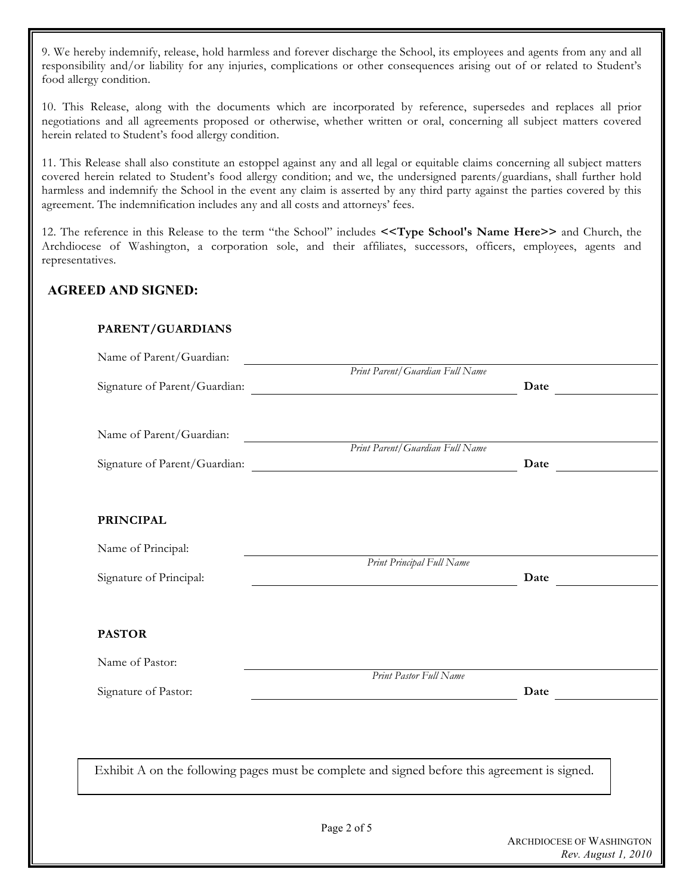9. We hereby indemnify, release, hold harmless and forever discharge the School, its employees and agents from any and all responsibility and/or liability for any injuries, complications or other consequences arising out of or related to Student's food allergy condition.

10. This Release, along with the documents which are incorporated by reference, supersedes and replaces all prior negotiations and all agreements proposed or otherwise, whether written or oral, concerning all subject matters covered herein related to Student's food allergy condition.

11. This Release shall also constitute an estoppel against any and all legal or equitable claims concerning all subject matters covered herein related to Student's food allergy condition; and we, the undersigned parents/guardians, shall further hold harmless and indemnify the School in the event any claim is asserted by any third party against the parties covered by this agreement. The indemnification includes any and all costs and attorneys' fees.

12. The reference in this Release to the term "the School" includes **<<Type School's Name Here>>** and Church, the Archdiocese of Washington, a corporation sole, and their affiliates, successors, officers, employees, agents and representatives.

## AGREED AND SIGNED:

### PARENT/GUARDIANS

Name of Parent/Guardian: ______________________________
*Print Parent/Guardian Full Name*

Signature of Parent/Guardian: ______________________________ **Date** ____________

Name of Parent/Guardian: ______________________________
*Print Parent/Guardian Full Name*

Signature of Parent/Guardian: ______________________________ **Date** ____________

### PRINCIPAL

Name of Principal: ______________________________
*Print Principal Full Name*

Signature of Principal: ______________________________ **Date** ____________

### PASTOR

Name of Pastor: ______________________________
*Print Pastor Full Name*

Signature of Pastor: ______________________________ **Date** ____________

Exhibit A on the following pages must be complete and signed before this agreement is signed.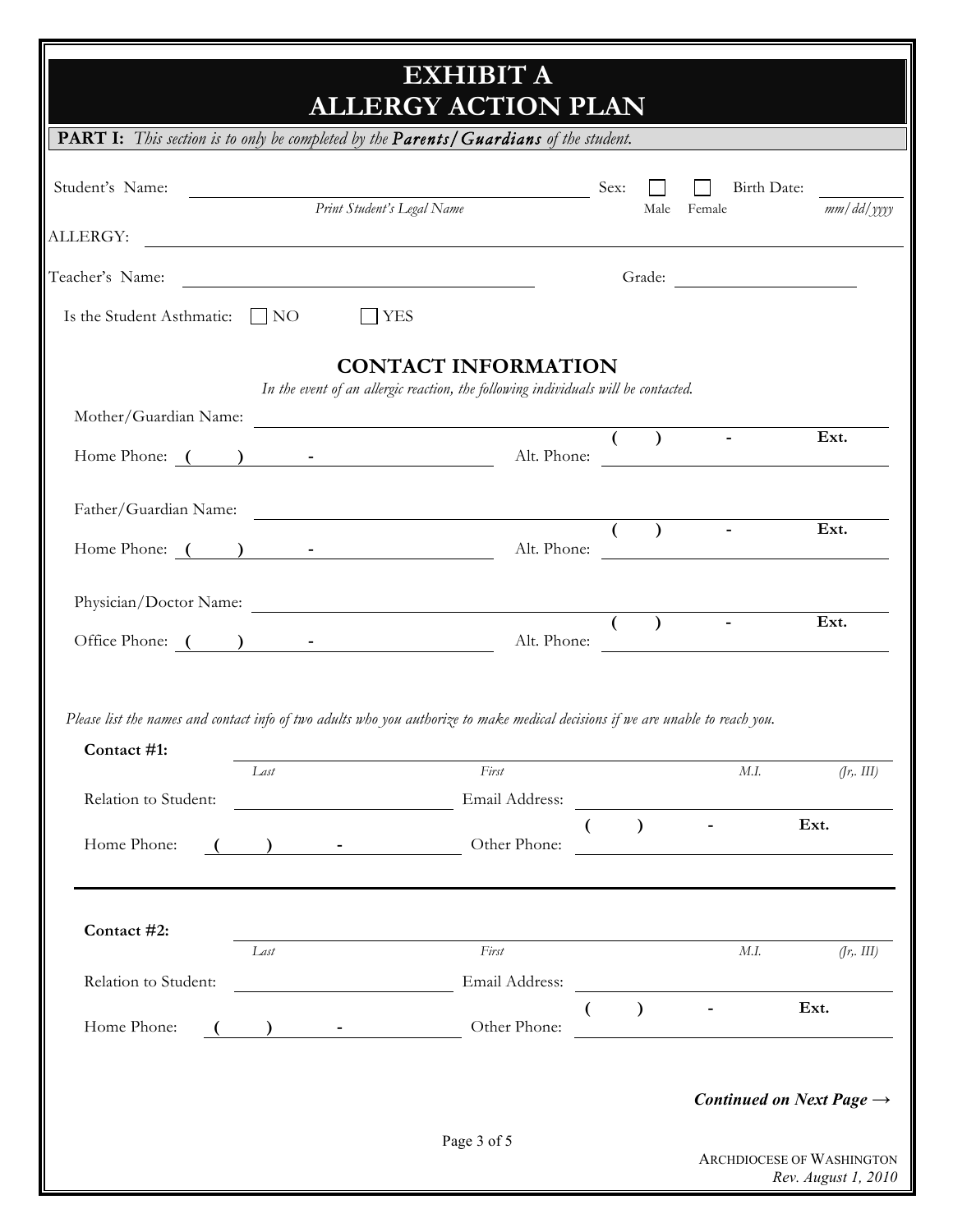# EXHIBIT A
# ALLERGY ACTION PLAN

**PART I:** *This section is to only be completed by the* ***Parents/Guardians*** *of the student.*

Student's Name: ______________________________ Sex: ☐ Male ☐ Female Birth Date: __________
*Print Student's Legal Name* *mm/dd/yyyy*

ALLERGY: ______________________________

Teacher's Name: ______________________________ Grade: __________

Is the Student Asthmatic: ☐ NO ☐ YES

## CONTACT INFORMATION

*In the event of an allergic reaction, the following individuals will be contacted.*

Mother/Guardian Name: ______________________________

Home Phone: **(   )   -** __________ Alt. Phone: **(   )   -   Ext.** __________

Father/Guardian Name: ______________________________

Home Phone: **(   )   -** __________ Alt. Phone: **(   )   -   Ext.** __________

Physician/Doctor Name: ______________________________

Office Phone: **(   )   -** __________ Alt. Phone: **(   )   -   Ext.** __________

*Please list the names and contact info of two adults who you authorize to make medical decisions if we are unable to reach you.*

**Contact #1:** ______________________________
*Last* *First* *M.I.* *(Jr,. III)*

Relation to Student: __________ Email Address: __________

Home Phone: **(   )   -** __________ Other Phone: **(   )   -   Ext.** __________

---

**Contact #2:** ______________________________
*Last* *First* *M.I.* *(Jr,. III)*

Relation to Student: __________ Email Address: __________

Home Phone: **(   )   -** __________ Other Phone: **(   )   -   Ext.** __________

***Continued on Next Page →***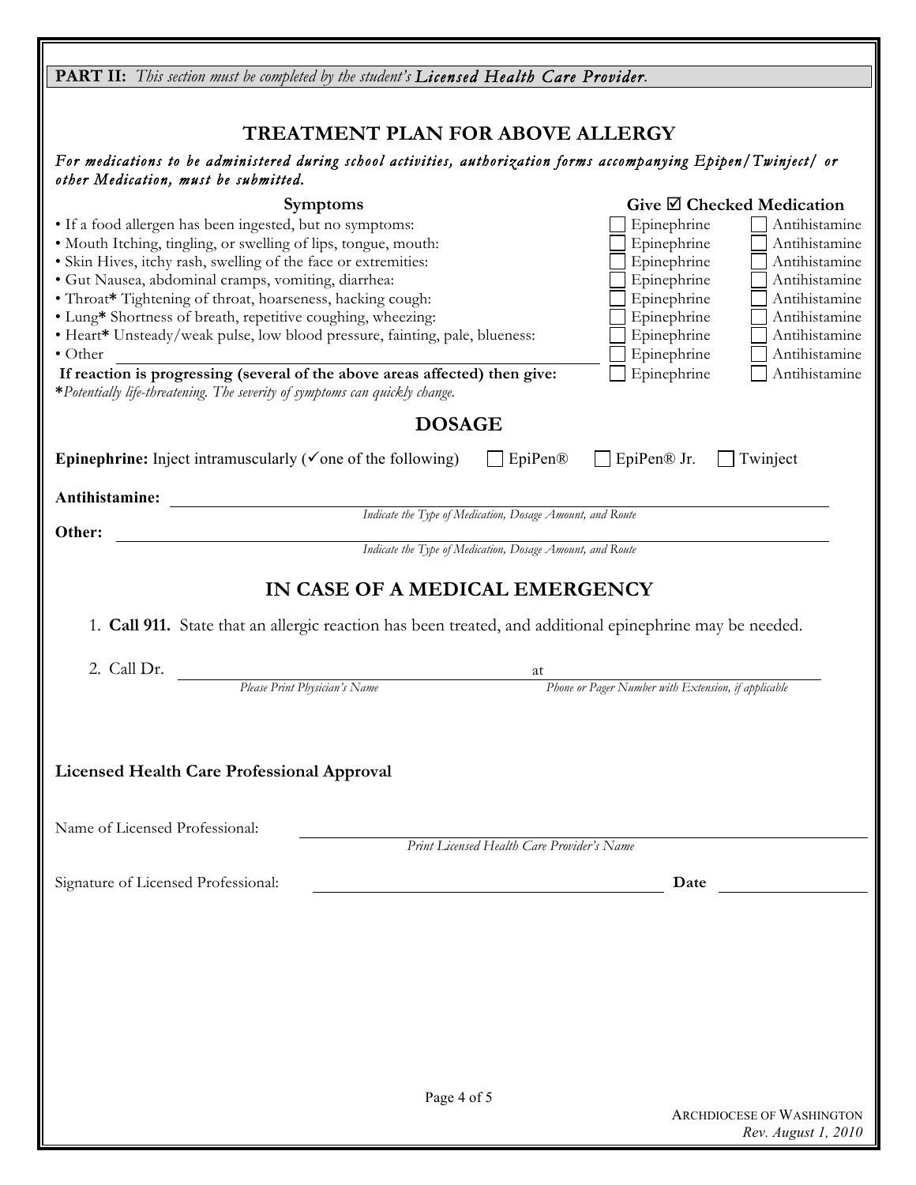**PART II:** *This section must be completed by the student's Licensed Health Care Provider.*

## TREATMENT PLAN FOR ABOVE ALLERGY

***For medications to be administered during school activities, authorization forms accompanying Epipen/Twinject/ or other Medication, must be submitted.***

| Symptoms | Give ☑ Checked Medication | |
|---|---|---|
| • If a food allergen has been ingested, but no symptoms: | ☐ Epinephrine | ☐ Antihistamine |
| • Mouth Itching, tingling, or swelling of lips, tongue, mouth: | ☐ Epinephrine | ☐ Antihistamine |
| • Skin Hives, itchy rash, swelling of the face or extremities: | ☐ Epinephrine | ☐ Antihistamine |
| • Gut Nausea, abdominal cramps, vomiting, diarrhea: | ☐ Epinephrine | ☐ Antihistamine |
| • Throat* Tightening of throat, hoarseness, hacking cough: | ☐ Epinephrine | ☐ Antihistamine |
| • Lung* Shortness of breath, repetitive coughing, wheezing: | ☐ Epinephrine | ☐ Antihistamine |
| • Heart* Unsteady/weak pulse, low blood pressure, fainting, pale, blueness: | ☐ Epinephrine | ☐ Antihistamine |
| • Other ______________________________ | ☐ Epinephrine | ☐ Antihistamine |
| **If reaction is progressing (several of the above areas affected) then give:** | ☐ Epinephrine | ☐ Antihistamine |

**\***_Potentially life-threatening. The severity of symptoms can quickly change._

## DOSAGE

**Epinephrine:** Inject intramuscularly (✓one of the following) ☐ EpiPen® ☐ EpiPen® Jr. ☐ Twinject

**Antihistamine:** ______________________________
*Indicate the Type of Medication, Dosage Amount, and Route*

**Other:** ______________________________
*Indicate the Type of Medication, Dosage Amount, and Route*

## IN CASE OF A MEDICAL EMERGENCY

1. **Call 911.** State that an allergic reaction has been treated, and additional epinephrine may be needed.
2. Call Dr. ______________________________ at ______________________________
   *Please Print Physician's Name* — *Phone or Pager Number with Extension, if applicable*

### Licensed Health Care Professional Approval

Name of Licensed Professional: ______________________________
*Print Licensed Health Care Provider's Name*

Signature of Licensed Professional: ______________________________ **Date** ______________

ARCHDIOCESE OF WASHINGTON
*Rev. August 1, 2010*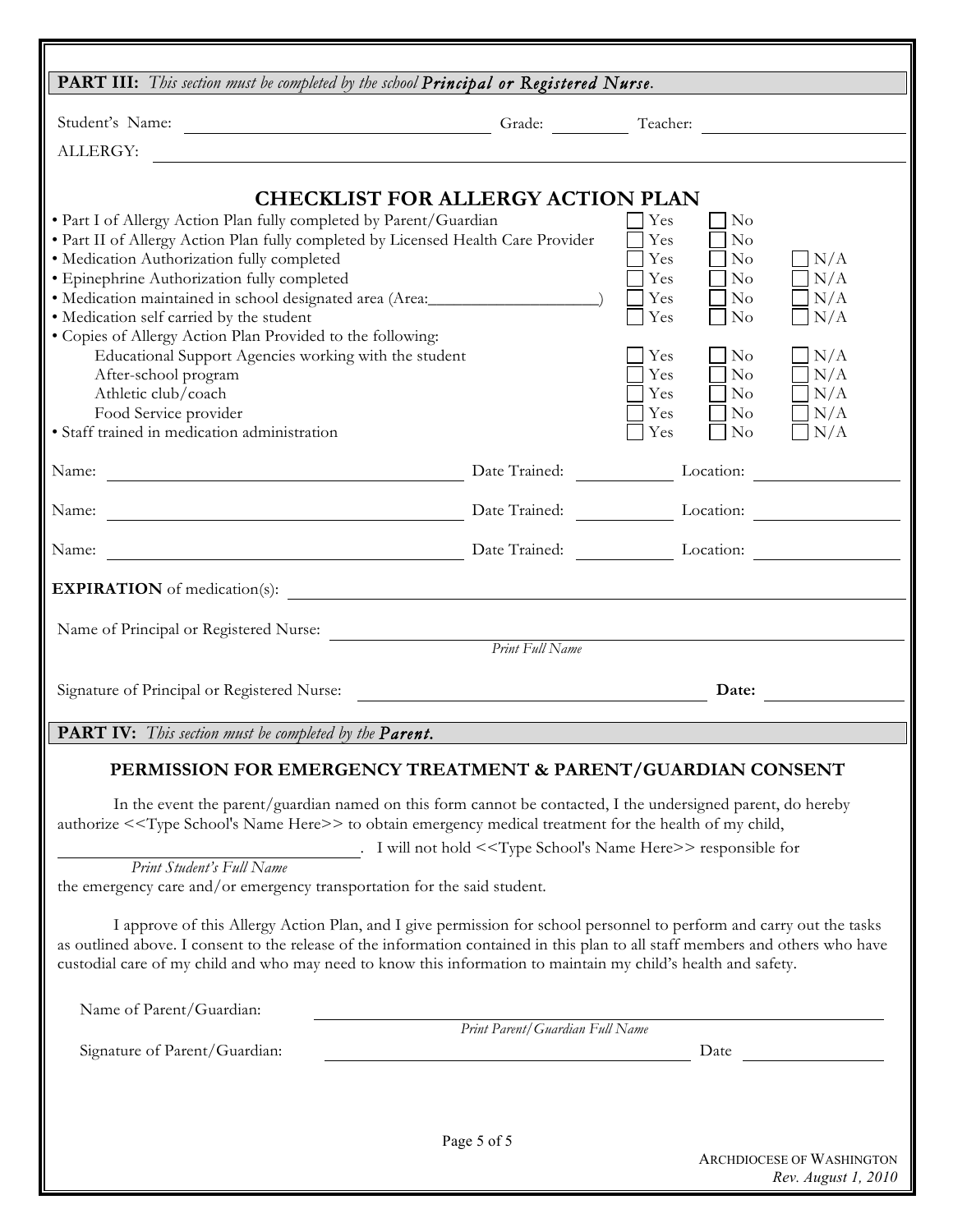**PART III:** *This section must be completed by the school **Principal or Registered Nurse**.*

Student's Name: ______________________ Grade: ________ Teacher: ______________________

ALLERGY: ______________________________________________

## CHECKLIST FOR ALLERGY ACTION PLAN

| | | | |
|---|---|---|---|
| • Part I of Allergy Action Plan fully completed by Parent/Guardian | ☐ Yes | ☐ No | |
| • Part II of Allergy Action Plan fully completed by Licensed Health Care Provider | ☐ Yes | ☐ No | |
| • Medication Authorization fully completed | ☐ Yes | ☐ No | ☐ N/A |
| • Epinephrine Authorization fully completed | ☐ Yes | ☐ No | ☐ N/A |
| • Medication maintained in school designated area (Area:____________________) | ☐ Yes | ☐ No | ☐ N/A |
| • Medication self carried by the student | ☐ Yes | ☐ No | ☐ N/A |
| • Copies of Allergy Action Plan Provided to the following: | | | |
| Educational Support Agencies working with the student | ☐ Yes | ☐ No | ☐ N/A |
| After-school program | ☐ Yes | ☐ No | ☐ N/A |
| Athletic club/coach | ☐ Yes | ☐ No | ☐ N/A |
| Food Service provider | ☐ Yes | ☐ No | ☐ N/A |
| • Staff trained in medication administration | ☐ Yes | ☐ No | ☐ N/A |

Name: ______________________ Date Trained: __________ Location: __________

Name: ______________________ Date Trained: __________ Location: __________

Name: ______________________ Date Trained: __________ Location: __________

**EXPIRATION** of medication(s): ______________________________________________

Name of Principal or Registered Nurse: ______________________________________________
*Print Full Name*

Signature of Principal or Registered Nurse: ______________________ **Date:** __________

**PART IV:** *This section must be completed by the **Parent**.*

### PERMISSION FOR EMERGENCY TREATMENT & PARENT/GUARDIAN CONSENT

In the event the parent/guardian named on this form cannot be contacted, I the undersigned parent, do hereby authorize <<Type School's Name Here>> to obtain emergency medical treatment for the health of my child,

______________________________. I will not hold <<Type School's Name Here>> responsible for
*Print Student's Full Name*

the emergency care and/or emergency transportation for the said student.

I approve of this Allergy Action Plan, and I give permission for school personnel to perform and carry out the tasks as outlined above. I consent to the release of the information contained in this plan to all staff members and others who have custodial care of my child and who may need to know this information to maintain my child's health and safety.

Name of Parent/Guardian: ______________________________________________
*Print Parent/Guardian Full Name*

Signature of Parent/Guardian: ______________________ Date __________

ARCHDIOCESE OF WASHINGTON
*Rev. August 1, 2010*